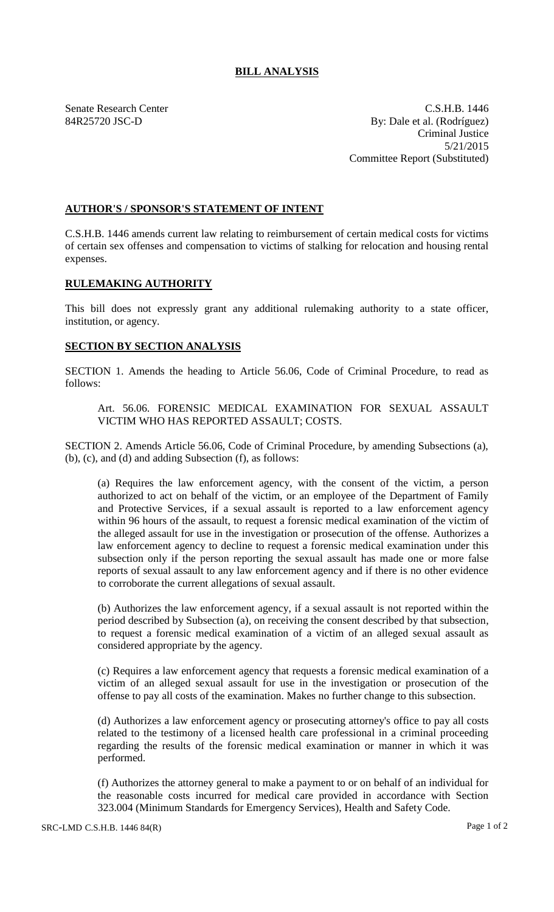# BILL ANALYSIS

Senate Research Center
84R25720 JSC-D

C.S.H.B. 1446
By: Dale et al. (Rodríguez)
Criminal Justice
5/21/2015
Committee Report (Substituted)

## AUTHOR'S / SPONSOR'S STATEMENT OF INTENT

C.S.H.B. 1446 amends current law relating to reimbursement of certain medical costs for victims of certain sex offenses and compensation to victims of stalking for relocation and housing rental expenses.

## RULEMAKING AUTHORITY

This bill does not expressly grant any additional rulemaking authority to a state officer, institution, or agency.

## SECTION BY SECTION ANALYSIS

SECTION 1. Amends the heading to Article 56.06, Code of Criminal Procedure, to read as follows:

Art. 56.06. FORENSIC MEDICAL EXAMINATION FOR SEXUAL ASSAULT VICTIM WHO HAS REPORTED ASSAULT; COSTS.

SECTION 2. Amends Article 56.06, Code of Criminal Procedure, by amending Subsections (a), (b), (c), and (d) and adding Subsection (f), as follows:

(a) Requires the law enforcement agency, with the consent of the victim, a person authorized to act on behalf of the victim, or an employee of the Department of Family and Protective Services, if a sexual assault is reported to a law enforcement agency within 96 hours of the assault, to request a forensic medical examination of the victim of the alleged assault for use in the investigation or prosecution of the offense. Authorizes a law enforcement agency to decline to request a forensic medical examination under this subsection only if the person reporting the sexual assault has made one or more false reports of sexual assault to any law enforcement agency and if there is no other evidence to corroborate the current allegations of sexual assault.

(b) Authorizes the law enforcement agency, if a sexual assault is not reported within the period described by Subsection (a), on receiving the consent described by that subsection, to request a forensic medical examination of a victim of an alleged sexual assault as considered appropriate by the agency.

(c) Requires a law enforcement agency that requests a forensic medical examination of a victim of an alleged sexual assault for use in the investigation or prosecution of the offense to pay all costs of the examination. Makes no further change to this subsection.

(d) Authorizes a law enforcement agency or prosecuting attorney's office to pay all costs related to the testimony of a licensed health care professional in a criminal proceeding regarding the results of the forensic medical examination or manner in which it was performed.

(f) Authorizes the attorney general to make a payment to or on behalf of an individual for the reasonable costs incurred for medical care provided in accordance with Section 323.004 (Minimum Standards for Emergency Services), Health and Safety Code.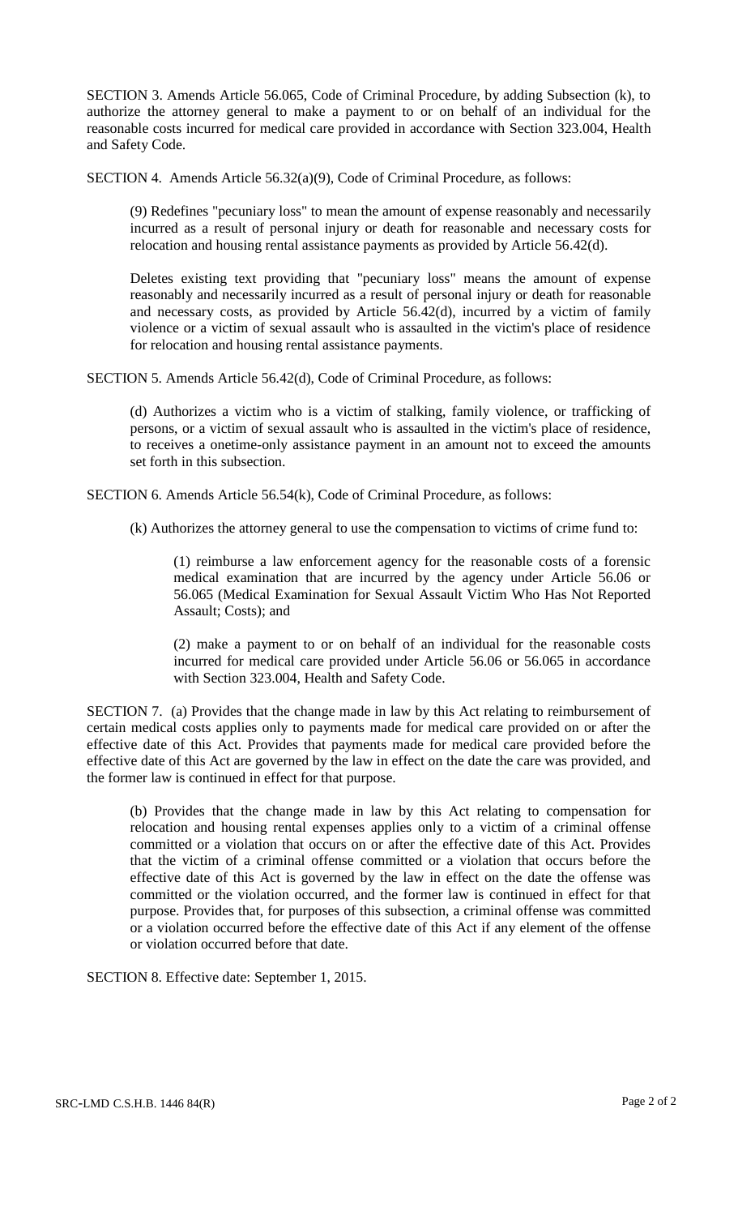SECTION 3. Amends Article 56.065, Code of Criminal Procedure, by adding Subsection (k), to authorize the attorney general to make a payment to or on behalf of an individual for the reasonable costs incurred for medical care provided in accordance with Section 323.004, Health and Safety Code.

SECTION 4. Amends Article 56.32(a)(9), Code of Criminal Procedure, as follows:

(9) Redefines "pecuniary loss" to mean the amount of expense reasonably and necessarily incurred as a result of personal injury or death for reasonable and necessary costs for relocation and housing rental assistance payments as provided by Article 56.42(d).

Deletes existing text providing that "pecuniary loss" means the amount of expense reasonably and necessarily incurred as a result of personal injury or death for reasonable and necessary costs, as provided by Article 56.42(d), incurred by a victim of family violence or a victim of sexual assault who is assaulted in the victim's place of residence for relocation and housing rental assistance payments.

SECTION 5. Amends Article 56.42(d), Code of Criminal Procedure, as follows:

(d) Authorizes a victim who is a victim of stalking, family violence, or trafficking of persons, or a victim of sexual assault who is assaulted in the victim's place of residence, to receives a onetime-only assistance payment in an amount not to exceed the amounts set forth in this subsection.

SECTION 6. Amends Article 56.54(k), Code of Criminal Procedure, as follows:

(k) Authorizes the attorney general to use the compensation to victims of crime fund to:

(1) reimburse a law enforcement agency for the reasonable costs of a forensic medical examination that are incurred by the agency under Article 56.06 or 56.065 (Medical Examination for Sexual Assault Victim Who Has Not Reported Assault; Costs); and

(2) make a payment to or on behalf of an individual for the reasonable costs incurred for medical care provided under Article 56.06 or 56.065 in accordance with Section 323.004, Health and Safety Code.

SECTION 7. (a) Provides that the change made in law by this Act relating to reimbursement of certain medical costs applies only to payments made for medical care provided on or after the effective date of this Act. Provides that payments made for medical care provided before the effective date of this Act are governed by the law in effect on the date the care was provided, and the former law is continued in effect for that purpose.

(b) Provides that the change made in law by this Act relating to compensation for relocation and housing rental expenses applies only to a victim of a criminal offense committed or a violation that occurs on or after the effective date of this Act. Provides that the victim of a criminal offense committed or a violation that occurs before the effective date of this Act is governed by the law in effect on the date the offense was committed or the violation occurred, and the former law is continued in effect for that purpose. Provides that, for purposes of this subsection, a criminal offense was committed or a violation occurred before the effective date of this Act if any element of the offense or violation occurred before that date.

SECTION 8. Effective date: September 1, 2015.